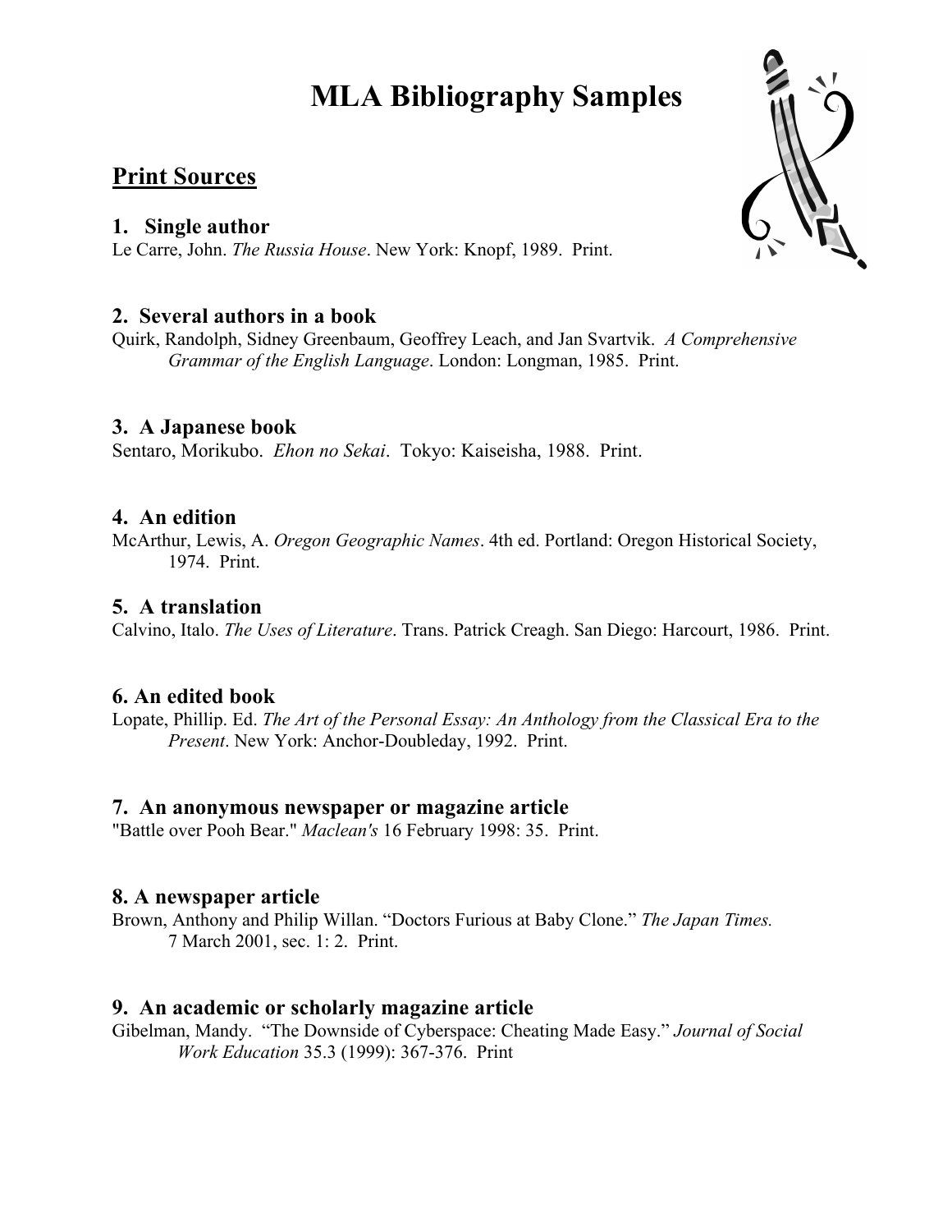# MLA Bibliography Samples

## Print Sources

### 1. Single author

Le Carre, John. *The Russia House*. New York: Knopf, 1989. Print.

### 2. Several authors in a book

Quirk, Randolph, Sidney Greenbaum, Geoffrey Leach, and Jan Svartvik. *A Comprehensive Grammar of the English Language*. London: Longman, 1985. Print.

### 3. A Japanese book

Sentaro, Morikubo. *Ehon no Sekai*. Tokyo: Kaiseisha, 1988. Print.

### 4. An edition

McArthur, Lewis, A. *Oregon Geographic Names*. 4th ed. Portland: Oregon Historical Society, 1974. Print.

### 5. A translation

Calvino, Italo. *The Uses of Literature*. Trans. Patrick Creagh. San Diego: Harcourt, 1986. Print.

### 6. An edited book

Lopate, Phillip. Ed. *The Art of the Personal Essay: An Anthology from the Classical Era to the Present*. New York: Anchor-Doubleday, 1992. Print.

### 7. An anonymous newspaper or magazine article

"Battle over Pooh Bear." *Maclean's* 16 February 1998: 35. Print.

### 8. A newspaper article

Brown, Anthony and Philip Willan. "Doctors Furious at Baby Clone." *The Japan Times.* 7 March 2001, sec. 1: 2. Print.

### 9. An academic or scholarly magazine article

Gibelman, Mandy. "The Downside of Cyberspace: Cheating Made Easy." *Journal of Social Work Education* 35.3 (1999): 367-376. Print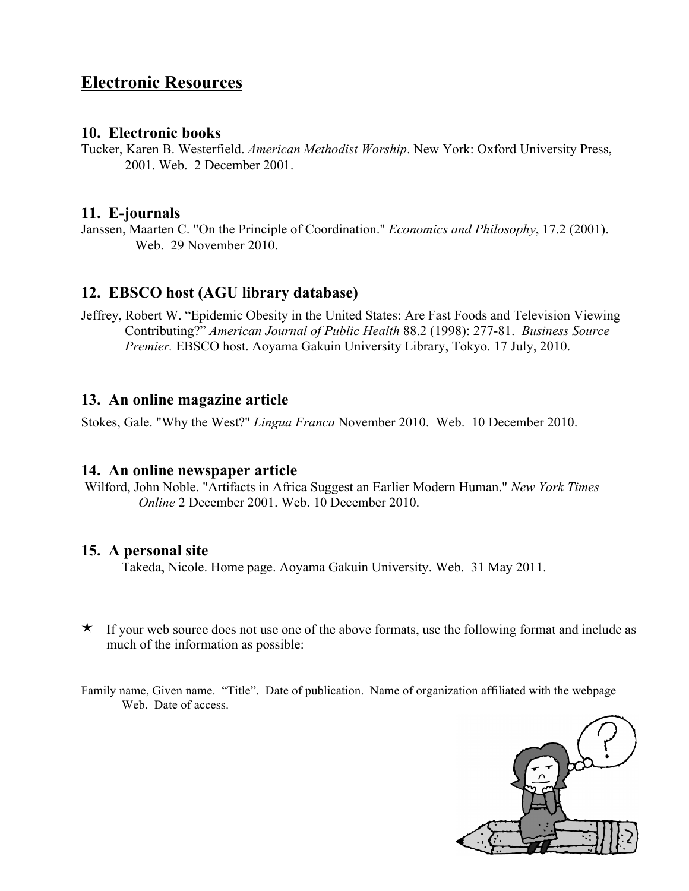## Electronic Resources

### 10. Electronic books

Tucker, Karen B. Westerfield. *American Methodist Worship*. New York: Oxford University Press, 2001. Web. 2 December 2001.

### 11. E-journals

Janssen, Maarten C. "On the Principle of Coordination." *Economics and Philosophy*, 17.2 (2001). Web. 29 November 2010.

### 12. EBSCO host (AGU library database)

Jeffrey, Robert W. "Epidemic Obesity in the United States: Are Fast Foods and Television Viewing Contributing?" *American Journal of Public Health* 88.2 (1998): 277-81. *Business Source Premier.* EBSCO host. Aoyama Gakuin University Library, Tokyo. 17 July, 2010.

### 13. An online magazine article

Stokes, Gale. "Why the West?" *Lingua Franca* November 2010. Web. 10 December 2010.

### 14. An online newspaper article

Wilford, John Noble. "Artifacts in Africa Suggest an Earlier Modern Human." *New York Times Online* 2 December 2001. Web. 10 December 2010.

### 15. A personal site

Takeda, Nicole. Home page. Aoyama Gakuin University. Web. 31 May 2011.

★ If your web source does not use one of the above formats, use the following format and include as much of the information as possible:

Family name, Given name. "Title". Date of publication. Name of organization affiliated with the webpage Web. Date of access.